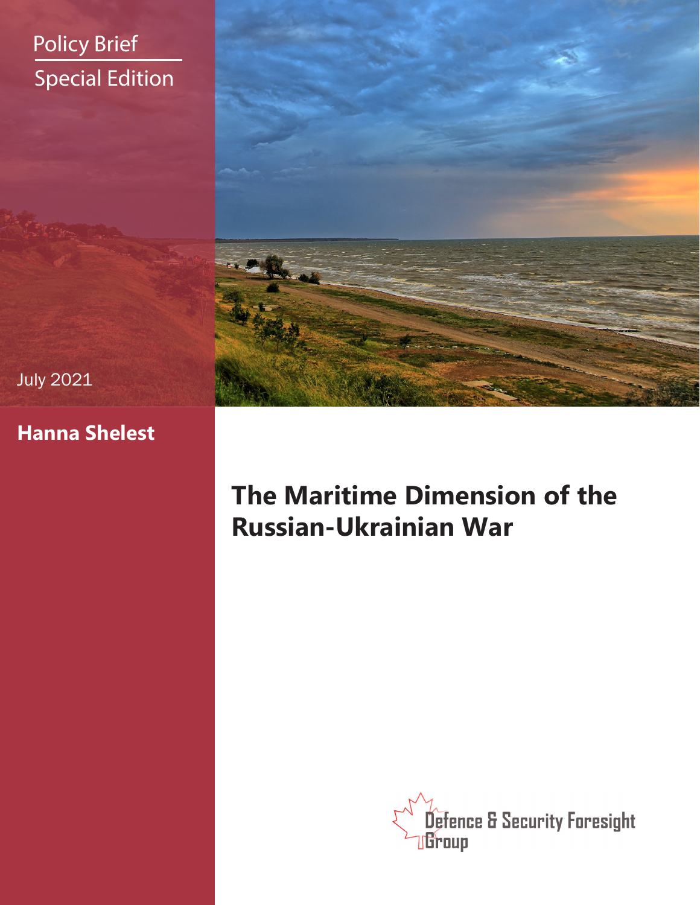Policy Brief

Special Edition

July 2021

**Hanna Shelest**

# The Maritime Dimension of the Russian-Ukrainian War

Defence & Security Foresight Group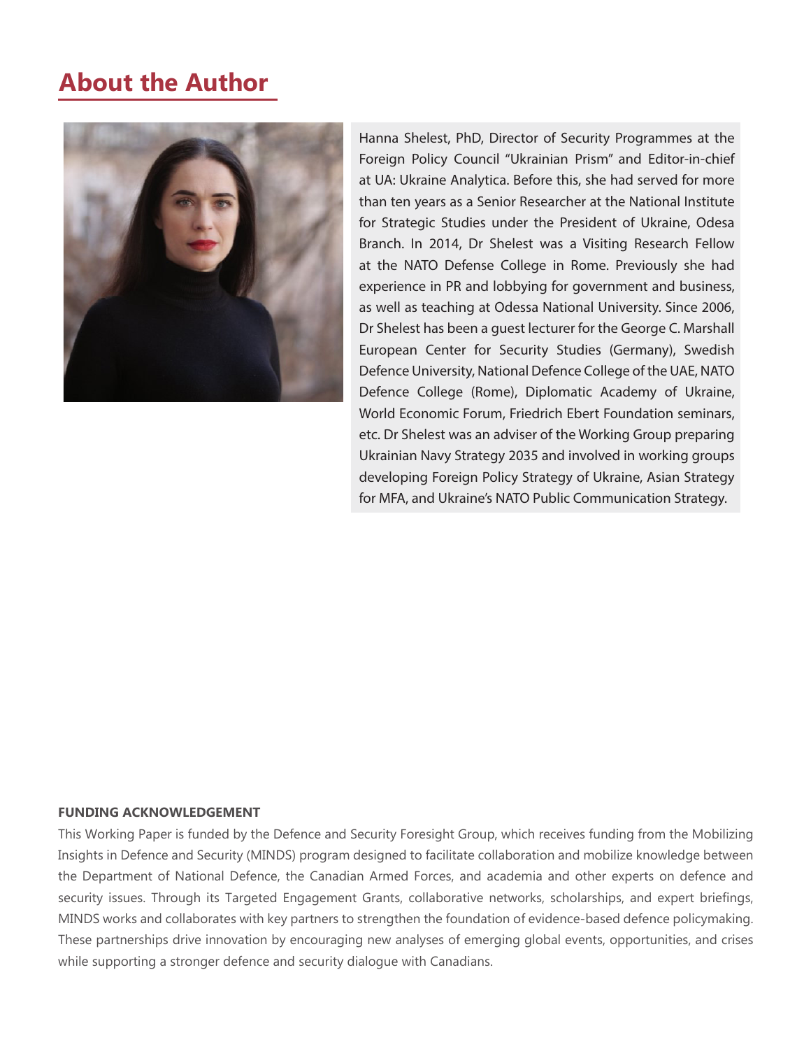## About the Author

Hanna Shelest, PhD, Director of Security Programmes at the Foreign Policy Council "Ukrainian Prism" and Editor-in-chief at UA: Ukraine Analytica. Before this, she had served for more than ten years as a Senior Researcher at the National Institute for Strategic Studies under the President of Ukraine, Odesa Branch. In 2014, Dr Shelest was a Visiting Research Fellow at the NATO Defense College in Rome. Previously she had experience in PR and lobbying for government and business, as well as teaching at Odessa National University. Since 2006, Dr Shelest has been a guest lecturer for the George C. Marshall European Center for Security Studies (Germany), Swedish Defence University, National Defence College of the UAE, NATO Defence College (Rome), Diplomatic Academy of Ukraine, World Economic Forum, Friedrich Ebert Foundation seminars, etc. Dr Shelest was an adviser of the Working Group preparing Ukrainian Navy Strategy 2035 and involved in working groups developing Foreign Policy Strategy of Ukraine, Asian Strategy for MFA, and Ukraine's NATO Public Communication Strategy.

**FUNDING ACKNOWLEDGEMENT**

This Working Paper is funded by the Defence and Security Foresight Group, which receives funding from the Mobilizing Insights in Defence and Security (MINDS) program designed to facilitate collaboration and mobilize knowledge between the Department of National Defence, the Canadian Armed Forces, and academia and other experts on defence and security issues. Through its Targeted Engagement Grants, collaborative networks, scholarships, and expert briefings, MINDS works and collaborates with key partners to strengthen the foundation of evidence-based defence policymaking. These partnerships drive innovation by encouraging new analyses of emerging global events, opportunities, and crises while supporting a stronger defence and security dialogue with Canadians.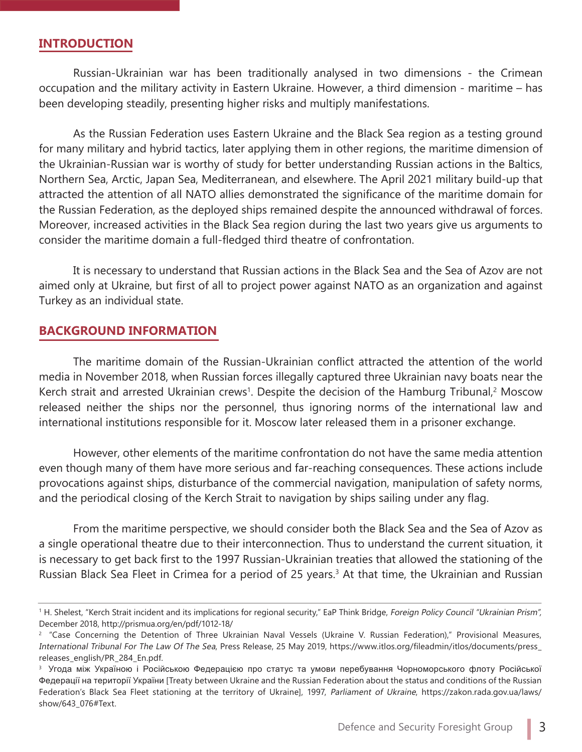## INTRODUCTION

Russian-Ukrainian war has been traditionally analysed in two dimensions - the Crimean occupation and the military activity in Eastern Ukraine. However, a third dimension - maritime – has been developing steadily, presenting higher risks and multiply manifestations.

As the Russian Federation uses Eastern Ukraine and the Black Sea region as a testing ground for many military and hybrid tactics, later applying them in other regions, the maritime dimension of the Ukrainian-Russian war is worthy of study for better understanding Russian actions in the Baltics, Northern Sea, Arctic, Japan Sea, Mediterranean, and elsewhere. The April 2021 military build-up that attracted the attention of all NATO allies demonstrated the significance of the maritime domain for the Russian Federation, as the deployed ships remained despite the announced withdrawal of forces. Moreover, increased activities in the Black Sea region during the last two years give us arguments to consider the maritime domain a full-fledged third theatre of confrontation.

It is necessary to understand that Russian actions in the Black Sea and the Sea of Azov are not aimed only at Ukraine, but first of all to project power against NATO as an organization and against Turkey as an individual state.

## BACKGROUND INFORMATION

The maritime domain of the Russian-Ukrainian conflict attracted the attention of the world media in November 2018, when Russian forces illegally captured three Ukrainian navy boats near the Kerch strait and arrested Ukrainian crews[1]. Despite the decision of the Hamburg Tribunal,[2] Moscow released neither the ships nor the personnel, thus ignoring norms of the international law and international institutions responsible for it. Moscow later released them in a prisoner exchange.

However, other elements of the maritime confrontation do not have the same media attention even though many of them have more serious and far-reaching consequences. These actions include provocations against ships, disturbance of the commercial navigation, manipulation of safety norms, and the periodical closing of the Kerch Strait to navigation by ships sailing under any flag.

From the maritime perspective, we should consider both the Black Sea and the Sea of Azov as a single operational theatre due to their interconnection. Thus to understand the current situation, it is necessary to get back first to the 1997 Russian-Ukrainian treaties that allowed the stationing of the Russian Black Sea Fleet in Crimea for a period of 25 years.[3] At that time, the Ukrainian and Russian

---

[1] H. Shelest, "Kerch Strait incident and its implications for regional security," EaP Think Bridge, *Foreign Policy Council "Ukrainian Prism"*, December 2018, http://prismua.org/en/pdf/1012-18/

[2] "Case Concerning the Detention of Three Ukrainian Naval Vessels (Ukraine V. Russian Federation)," Provisional Measures, *International Tribunal For The Law Of The Sea*, Press Release, 25 May 2019, https://www.itlos.org/fileadmin/itlos/documents/press_releases_english/PR_284_En.pdf.

[3] Угода між Україною і Російською Федерацією про статус та умови перебування Чорноморського флоту Російської Федерації на території України [Treaty between Ukraine and the Russian Federation about the status and conditions of the Russian Federation's Black Sea Fleet stationing at the territory of Ukraine], 1997, *Parliament of Ukraine*, https://zakon.rada.gov.ua/laws/show/643_076#Text.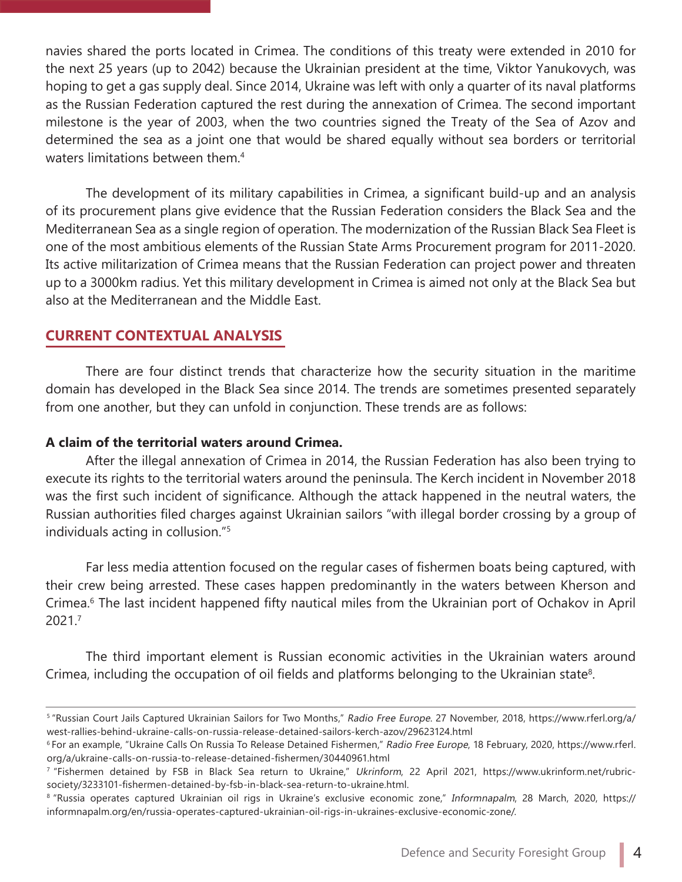navies shared the ports located in Crimea. The conditions of this treaty were extended in 2010 for the next 25 years (up to 2042) because the Ukrainian president at the time, Viktor Yanukovych, was hoping to get a gas supply deal. Since 2014, Ukraine was left with only a quarter of its naval platforms as the Russian Federation captured the rest during the annexation of Crimea. The second important milestone is the year of 2003, when the two countries signed the Treaty of the Sea of Azov and determined the sea as a joint one that would be shared equally without sea borders or territorial waters limitations between them.[4]

The development of its military capabilities in Crimea, a significant build-up and an analysis of its procurement plans give evidence that the Russian Federation considers the Black Sea and the Mediterranean Sea as a single region of operation. The modernization of the Russian Black Sea Fleet is one of the most ambitious elements of the Russian State Arms Procurement program for 2011-2020. Its active militarization of Crimea means that the Russian Federation can project power and threaten up to a 3000km radius. Yet this military development in Crimea is aimed not only at the Black Sea but also at the Mediterranean and the Middle East.

## CURRENT CONTEXTUAL ANALYSIS

There are four distinct trends that characterize how the security situation in the maritime domain has developed in the Black Sea since 2014. The trends are sometimes presented separately from one another, but they can unfold in conjunction. These trends are as follows:

**A claim of the territorial waters around Crimea.**

After the illegal annexation of Crimea in 2014, the Russian Federation has also been trying to execute its rights to the territorial waters around the peninsula. The Kerch incident in November 2018 was the first such incident of significance. Although the attack happened in the neutral waters, the Russian authorities filed charges against Ukrainian sailors "with illegal border crossing by a group of individuals acting in collusion."[5]

Far less media attention focused on the regular cases of fishermen boats being captured, with their crew being arrested. These cases happen predominantly in the waters between Kherson and Crimea.[6] The last incident happened fifty nautical miles from the Ukrainian port of Ochakov in April 2021.[7]

The third important element is Russian economic activities in the Ukrainian waters around Crimea, including the occupation of oil fields and platforms belonging to the Ukrainian state[8].

---

[5] "Russian Court Jails Captured Ukrainian Sailors for Two Months," *Radio Free Europe*. 27 November, 2018, https://www.rferl.org/a/west-rallies-behind-ukraine-calls-on-russia-release-detained-sailors-kerch-azov/29623124.html

[6] For an example, "Ukraine Calls On Russia To Release Detained Fishermen," *Radio Free Europe*, 18 February, 2020, https://www.rferl.org/a/ukraine-calls-on-russia-to-release-detained-fishermen/30440961.html

[7] "Fishermen detained by FSB in Black Sea return to Ukraine," *Ukrinform*, 22 April 2021, https://www.ukrinform.net/rubric-society/3233101-fishermen-detained-by-fsb-in-black-sea-return-to-ukraine.html.

[8] "Russia operates captured Ukrainian oil rigs in Ukraine's exclusive economic zone," *Informnapalm*, 28 March, 2020, https://informnapalm.org/en/russia-operates-captured-ukrainian-oil-rigs-in-ukraines-exclusive-economic-zone/.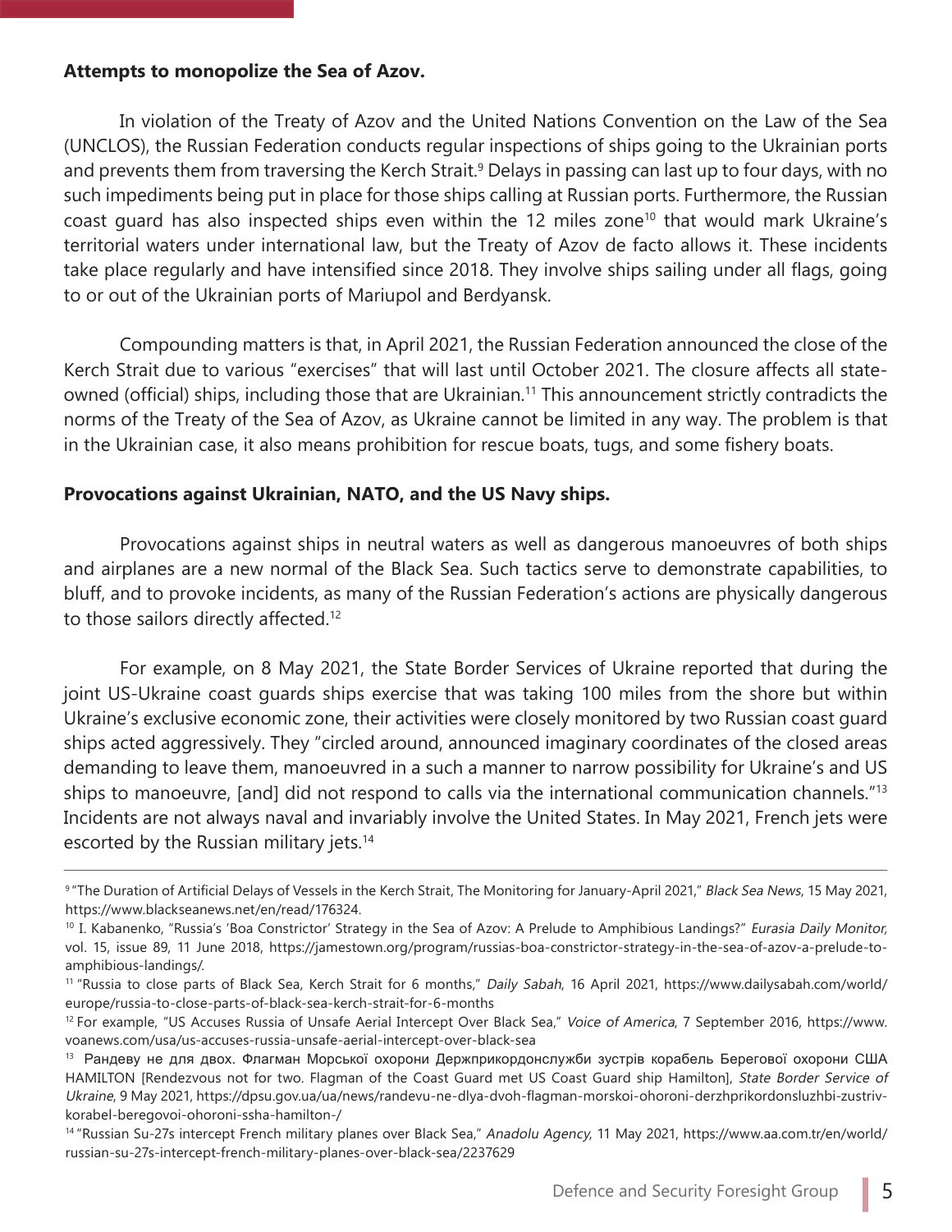**Attempts to monopolize the Sea of Azov.**

In violation of the Treaty of Azov and the United Nations Convention on the Law of the Sea (UNCLOS), the Russian Federation conducts regular inspections of ships going to the Ukrainian ports and prevents them from traversing the Kerch Strait.[9] Delays in passing can last up to four days, with no such impediments being put in place for those ships calling at Russian ports. Furthermore, the Russian coast guard has also inspected ships even within the 12 miles zone[10] that would mark Ukraine's territorial waters under international law, but the Treaty of Azov de facto allows it. These incidents take place regularly and have intensified since 2018. They involve ships sailing under all flags, going to or out of the Ukrainian ports of Mariupol and Berdyansk.

Compounding matters is that, in April 2021, the Russian Federation announced the close of the Kerch Strait due to various "exercises" that will last until October 2021. The closure affects all state-owned (official) ships, including those that are Ukrainian.[11] This announcement strictly contradicts the norms of the Treaty of the Sea of Azov, as Ukraine cannot be limited in any way. The problem is that in the Ukrainian case, it also means prohibition for rescue boats, tugs, and some fishery boats.

**Provocations against Ukrainian, NATO, and the US Navy ships.**

Provocations against ships in neutral waters as well as dangerous manoeuvres of both ships and airplanes are a new normal of the Black Sea. Such tactics serve to demonstrate capabilities, to bluff, and to provoke incidents, as many of the Russian Federation's actions are physically dangerous to those sailors directly affected.[12]

For example, on 8 May 2021, the State Border Services of Ukraine reported that during the joint US-Ukraine coast guards ships exercise that was taking 100 miles from the shore but within Ukraine's exclusive economic zone, their activities were closely monitored by two Russian coast guard ships acted aggressively. They "circled around, announced imaginary coordinates of the closed areas demanding to leave them, manoeuvred in a such a manner to narrow possibility for Ukraine's and US ships to manoeuvre, [and] did not respond to calls via the international communication channels."[13] Incidents are not always naval and invariably involve the United States. In May 2021, French jets were escorted by the Russian military jets.[14]

---

[9] "The Duration of Artificial Delays of Vessels in the Kerch Strait, The Monitoring for January-April 2021," *Black Sea News*, 15 May 2021, https://www.blackseanews.net/en/read/176324.

[10] I. Kabanenko, "Russia's 'Boa Constrictor' Strategy in the Sea of Azov: A Prelude to Amphibious Landings?" *Eurasia Daily Monitor,* vol. 15, issue 89, 11 June 2018, https://jamestown.org/program/russias-boa-constrictor-strategy-in-the-sea-of-azov-a-prelude-to-amphibious-landings/.

[11] "Russia to close parts of Black Sea, Kerch Strait for 6 months," *Daily Sabah*, 16 April 2021, https://www.dailysabah.com/world/europe/russia-to-close-parts-of-black-sea-kerch-strait-for-6-months

[12] For example, "US Accuses Russia of Unsafe Aerial Intercept Over Black Sea," *Voice of America*, 7 September 2016, https://www.voanews.com/usa/us-accuses-russia-unsafe-aerial-intercept-over-black-sea

[13] "Рандеву не для двох. Флагман Морської охорони Держприкордонслужби зустрів корабель Берегової охорони США HAMILTON [Rendezvous not for two. Flagman of the Coast Guard met US Coast Guard ship Hamilton], *State Border Service of Ukraine*, 9 May 2021, https://dpsu.gov.ua/ua/news/randevu-ne-dlya-dvoh-flagman-morskoi-ohoroni-derzhprikordonsluzhbi-zustriv-korabel-beregovoi-ohoroni-ssha-hamilton-/

[14] "Russian Su-27s intercept French military planes over Black Sea," *Anadolu Agency*, 11 May 2021, https://www.aa.com.tr/en/world/russian-su-27s-intercept-french-military-planes-over-black-sea/2237629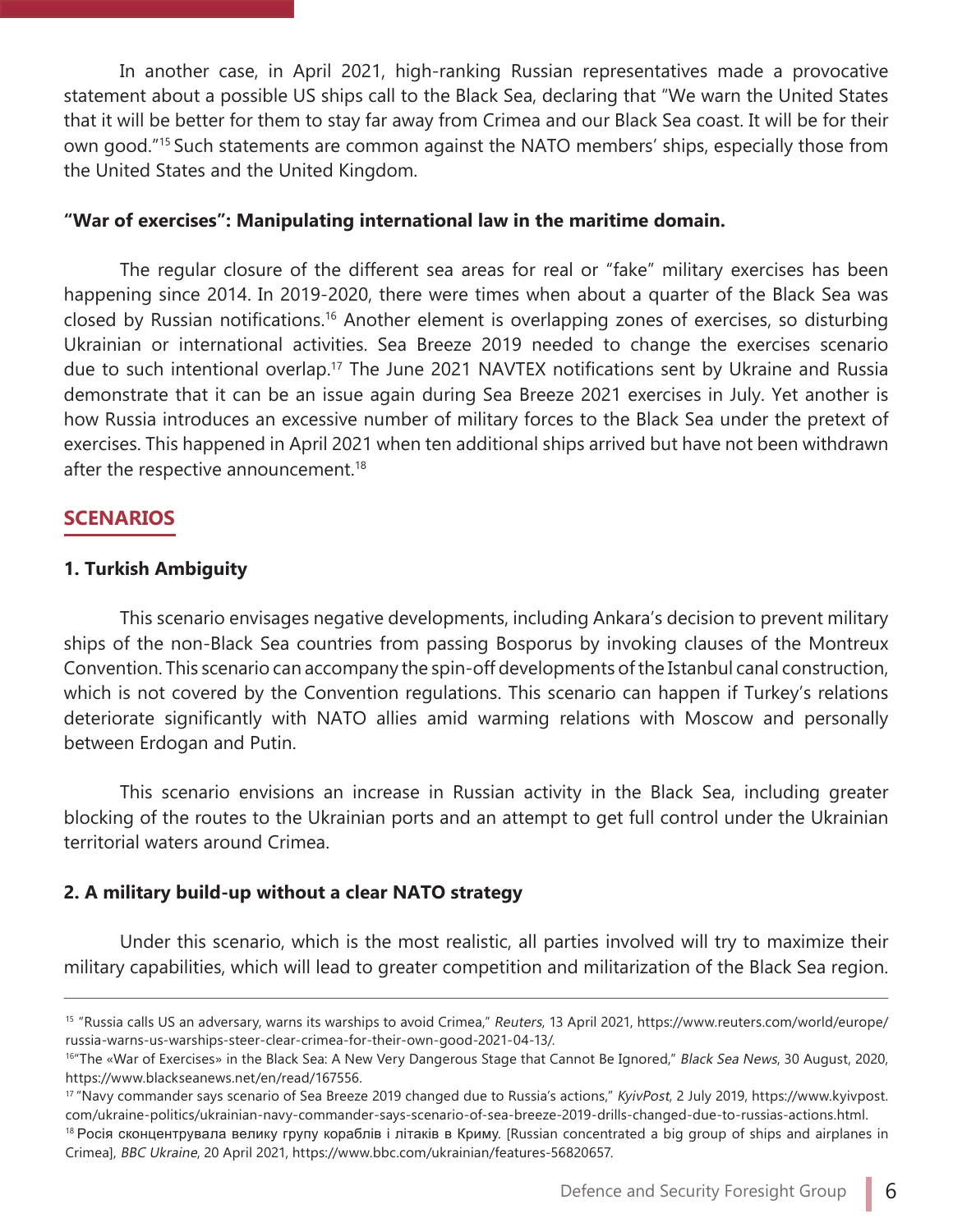In another case, in April 2021, high-ranking Russian representatives made a provocative statement about a possible US ships call to the Black Sea, declaring that "We warn the United States that it will be better for them to stay far away from Crimea and our Black Sea coast. It will be for their own good."[15] Such statements are common against the NATO members' ships, especially those from the United States and the United Kingdom.

**"War of exercises": Manipulating international law in the maritime domain.**

The regular closure of the different sea areas for real or "fake" military exercises has been happening since 2014. In 2019-2020, there were times when about a quarter of the Black Sea was closed by Russian notifications.[16] Another element is overlapping zones of exercises, so disturbing Ukrainian or international activities. Sea Breeze 2019 needed to change the exercises scenario due to such intentional overlap.[17] The June 2021 NAVTEX notifications sent by Ukraine and Russia demonstrate that it can be an issue again during Sea Breeze 2021 exercises in July. Yet another is how Russia introduces an excessive number of military forces to the Black Sea under the pretext of exercises. This happened in April 2021 when ten additional ships arrived but have not been withdrawn after the respective announcement.[18]

## SCENARIOS

### 1. Turkish Ambiguity

This scenario envisages negative developments, including Ankara's decision to prevent military ships of the non-Black Sea countries from passing Bosporus by invoking clauses of the Montreux Convention. This scenario can accompany the spin-off developments of the Istanbul canal construction, which is not covered by the Convention regulations. This scenario can happen if Turkey's relations deteriorate significantly with NATO allies amid warming relations with Moscow and personally between Erdogan and Putin.

This scenario envisions an increase in Russian activity in the Black Sea, including greater blocking of the routes to the Ukrainian ports and an attempt to get full control under the Ukrainian territorial waters around Crimea.

### 2. A military build-up without a clear NATO strategy

Under this scenario, which is the most realistic, all parties involved will try to maximize their military capabilities, which will lead to greater competition and militarization of the Black Sea region.

---

[15] "Russia calls US an adversary, warns its warships to avoid Crimea," *Reuters*, 13 April 2021, https://www.reuters.com/world/europe/russia-warns-us-warships-steer-clear-crimea-for-their-own-good-2021-04-13/.

[16] "The «War of Exercises» in the Black Sea: A New Very Dangerous Stage that Cannot Be Ignored," *Black Sea News*, 30 August, 2020, https://www.blackseanews.net/en/read/167556.

[17] "Navy commander says scenario of Sea Breeze 2019 changed due to Russia's actions," *KyivPost*, 2 July 2019, https://www.kyivpost.com/ukraine-politics/ukrainian-navy-commander-says-scenario-of-sea-breeze-2019-drills-changed-due-to-russias-actions.html.

[18] Росія сконцентрувала велику групу кораблів і літаків в Криму. [Russian concentrated a big group of ships and airplanes in Crimea], *BBC Ukraine*, 20 April 2021, https://www.bbc.com/ukrainian/features-56820657.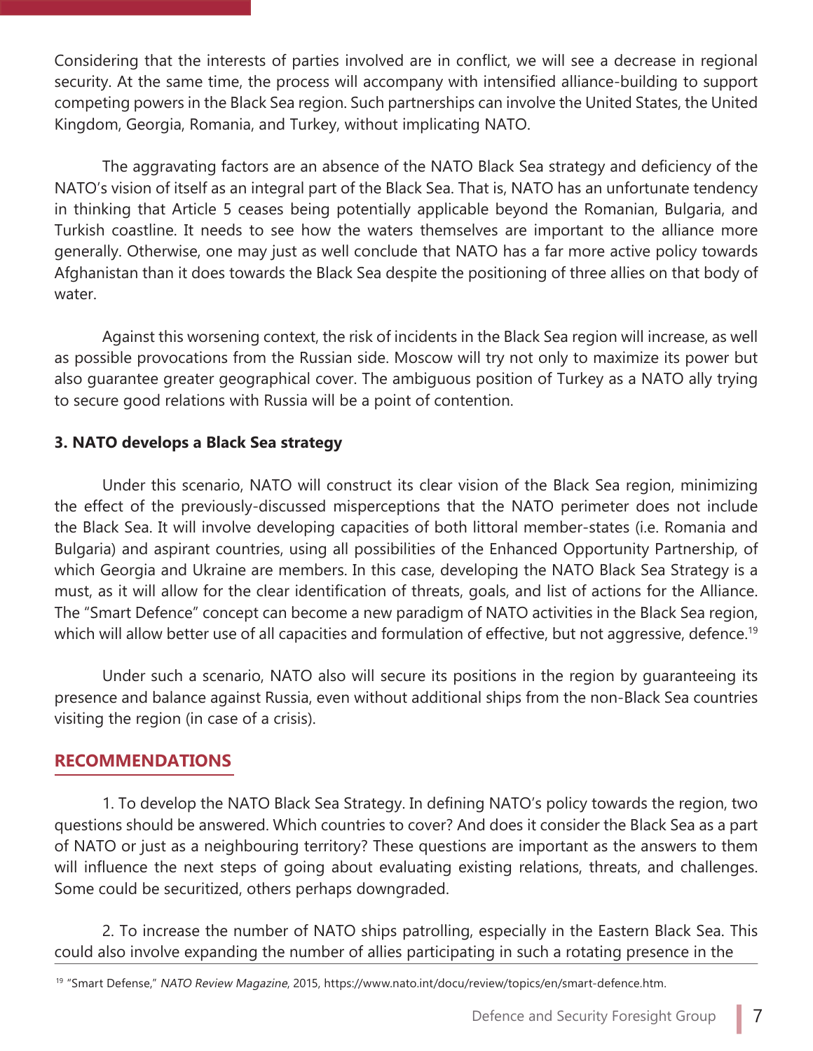Considering that the interests of parties involved are in conflict, we will see a decrease in regional security. At the same time, the process will accompany with intensified alliance-building to support competing powers in the Black Sea region. Such partnerships can involve the United States, the United Kingdom, Georgia, Romania, and Turkey, without implicating NATO.

The aggravating factors are an absence of the NATO Black Sea strategy and deficiency of the NATO's vision of itself as an integral part of the Black Sea. That is, NATO has an unfortunate tendency in thinking that Article 5 ceases being potentially applicable beyond the Romanian, Bulgaria, and Turkish coastline. It needs to see how the waters themselves are important to the alliance more generally. Otherwise, one may just as well conclude that NATO has a far more active policy towards Afghanistan than it does towards the Black Sea despite the positioning of three allies on that body of water.

Against this worsening context, the risk of incidents in the Black Sea region will increase, as well as possible provocations from the Russian side. Moscow will try not only to maximize its power but also guarantee greater geographical cover. The ambiguous position of Turkey as a NATO ally trying to secure good relations with Russia will be a point of contention.

### 3. NATO develops a Black Sea strategy

Under this scenario, NATO will construct its clear vision of the Black Sea region, minimizing the effect of the previously-discussed misperceptions that the NATO perimeter does not include the Black Sea. It will involve developing capacities of both littoral member-states (i.e. Romania and Bulgaria) and aspirant countries, using all possibilities of the Enhanced Opportunity Partnership, of which Georgia and Ukraine are members. In this case, developing the NATO Black Sea Strategy is a must, as it will allow for the clear identification of threats, goals, and list of actions for the Alliance. The "Smart Defence" concept can become a new paradigm of NATO activities in the Black Sea region, which will allow better use of all capacities and formulation of effective, but not aggressive, defence.[19]

Under such a scenario, NATO also will secure its positions in the region by guaranteeing its presence and balance against Russia, even without additional ships from the non-Black Sea countries visiting the region (in case of a crisis).

## RECOMMENDATIONS

1. To develop the NATO Black Sea Strategy. In defining NATO's policy towards the region, two questions should be answered. Which countries to cover? And does it consider the Black Sea as a part of NATO or just as a neighbouring territory? These questions are important as the answers to them will influence the next steps of going about evaluating existing relations, threats, and challenges. Some could be securitized, others perhaps downgraded.

2. To increase the number of NATO ships patrolling, especially in the Eastern Black Sea. This could also involve expanding the number of allies participating in such a rotating presence in the

[19] "Smart Defense," *NATO Review Magazine*, 2015, https://www.nato.int/docu/review/topics/en/smart-defence.htm.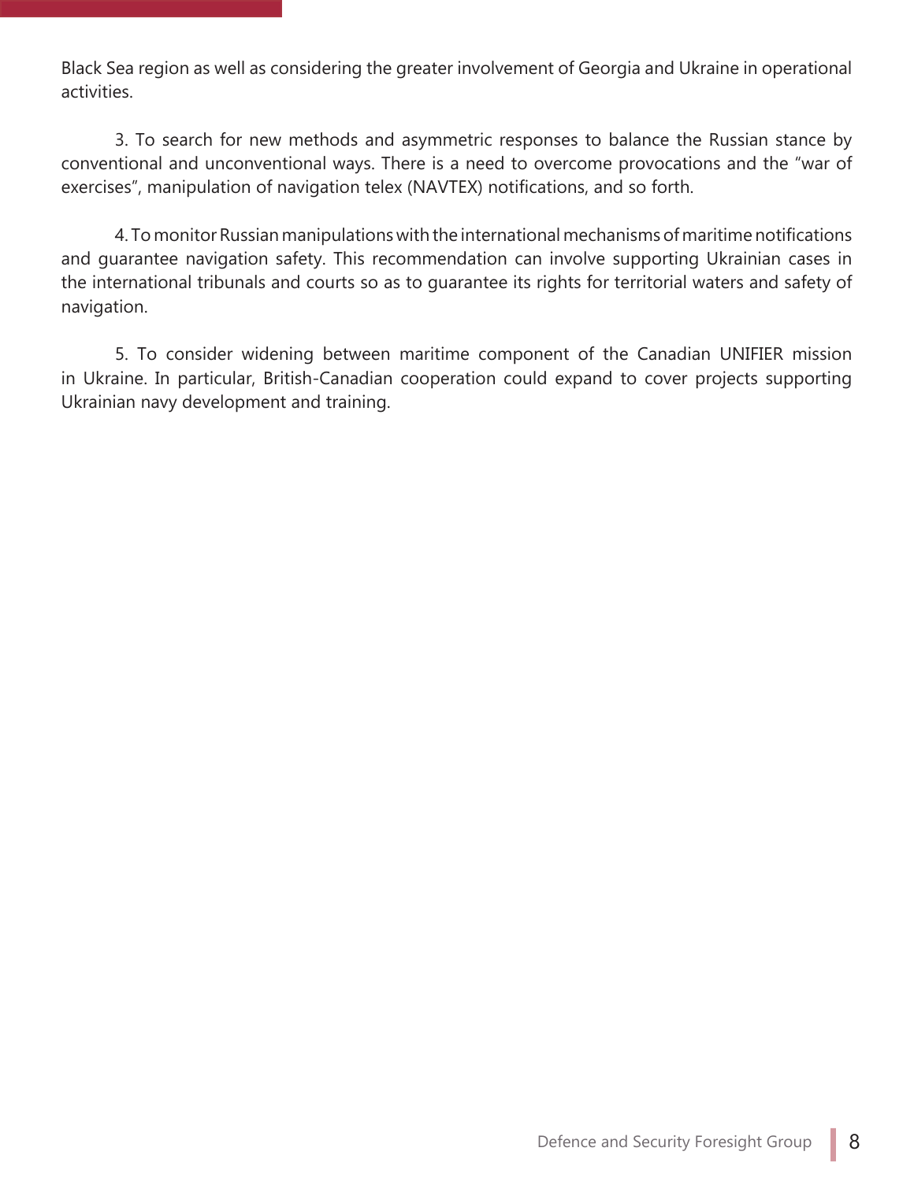Black Sea region as well as considering the greater involvement of Georgia and Ukraine in operational activities.

3. To search for new methods and asymmetric responses to balance the Russian stance by conventional and unconventional ways. There is a need to overcome provocations and the "war of exercises", manipulation of navigation telex (NAVTEX) notifications, and so forth.

4. To monitor Russian manipulations with the international mechanisms of maritime notifications and guarantee navigation safety. This recommendation can involve supporting Ukrainian cases in the international tribunals and courts so as to guarantee its rights for territorial waters and safety of navigation.

5. To consider widening between maritime component of the Canadian UNIFIER mission in Ukraine. In particular, British-Canadian cooperation could expand to cover projects supporting Ukrainian navy development and training.